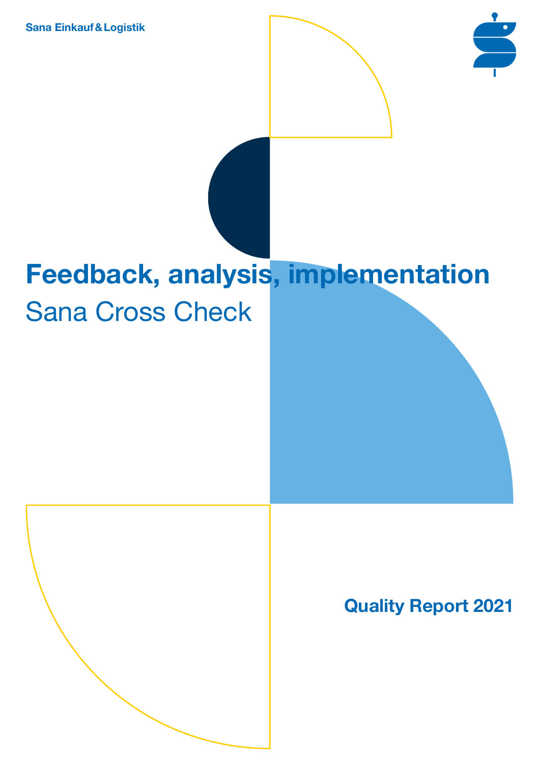Sana Einkauf & Logistik

# Feedback, analysis, implementation

## Sana Cross Check

**Quality Report 2021**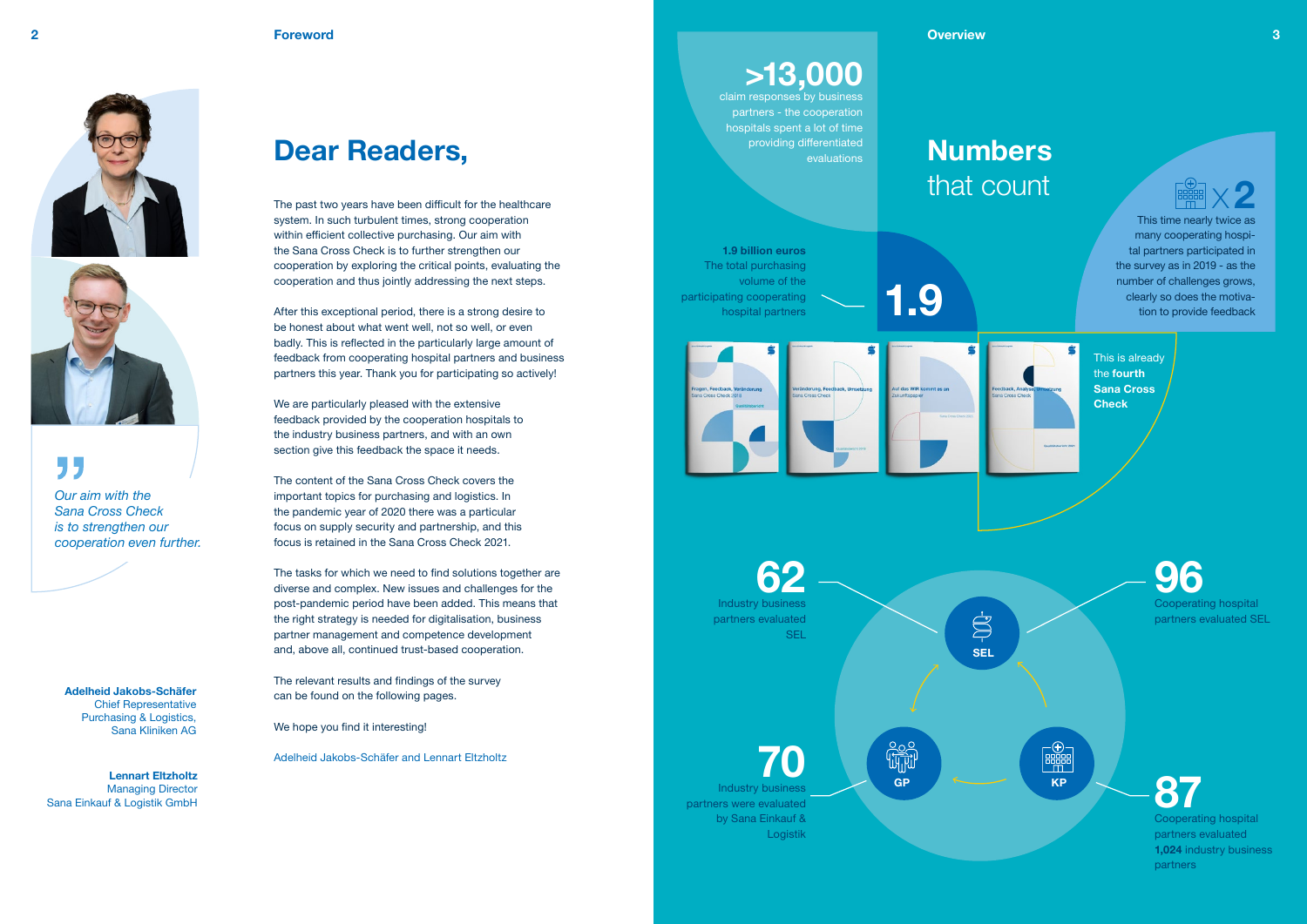## Foreword

# Dear Readers,

The past two years have been difficult for the healthcare system. In such turbulent times, strong cooperation within efficient collective purchasing. Our aim with the Sana Cross Check is to further strengthen our cooperation by exploring the critical points, evaluating the cooperation and thus jointly addressing the next steps.

After this exceptional period, there is a strong desire to be honest about what went well, not so well, or even badly. This is reflected in the particularly large amount of feedback from cooperating hospital partners and business partners this year. Thank you for participating so actively!

We are particularly pleased with the extensive feedback provided by the cooperation hospitals to the industry business partners, and with an own section give this feedback the space it needs.

The content of the Sana Cross Check covers the important topics for purchasing and logistics. In the pandemic year of 2020 there was a particular focus on supply security and partnership, and this focus is retained in the Sana Cross Check 2021.

The tasks for which we need to find solutions together are diverse and complex. New issues and challenges for the post-pandemic period have been added. This means that the right strategy is needed for digitalisation, business partner management and competence development and, above all, continued trust-based cooperation.

The relevant results and findings of the survey can be found on the following pages.

We hope you find it interesting!

Adelheid Jakobs-Schäfer and Lennart Eltzholtz

> *Our aim with the Sana Cross Check is to strengthen our cooperation even further.*

**Adelheid Jakobs-Schäfer**
Chief Representative
Purchasing & Logistics,
Sana Kliniken AG

**Lennart Eltzholtz**
Managing Director
Sana Einkauf & Logistik GmbH

## Overview

# Numbers that count

**>13,000**
claim responses by business partners - the cooperation hospitals spent a lot of time providing differentiated evaluations

**1.9**
**1.9 billion euros**
The total purchasing volume of the participating cooperating hospital partners

**x2**
This time nearly twice as many cooperating hospital partners participated in the survey as in 2019 - as the number of challenges grows, clearly so does the motivation to provide feedback

This is already the **fourth Sana Cross Check**

**62**
Industry business partners evaluated SEL

**96**
Cooperating hospital partners evaluated SEL

**70**
Industry business partners were evaluated by Sana Einkauf & Logistik

**87**
Cooperating hospital partners evaluated **1,024** industry business partners

SEL · GP · KP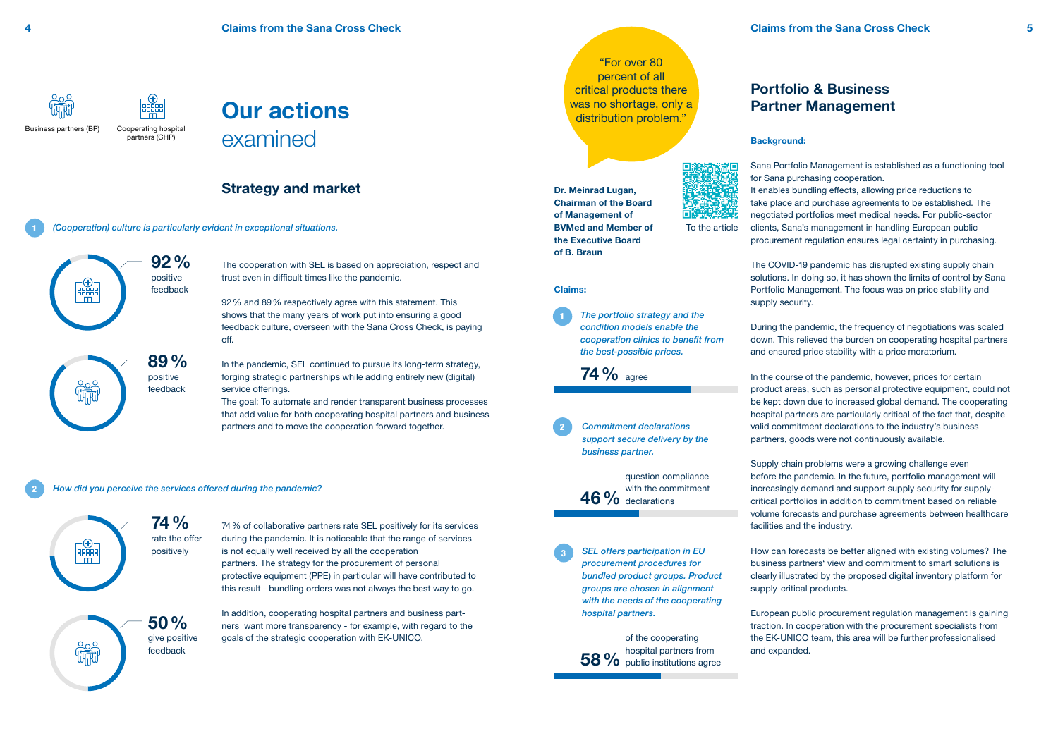Business partners (BP)

Cooperating hospital partners (CHP)

# Our actions examined

## Strategy and market

1 *(Cooperation) culture is particularly evident in exceptional situations.*

**92 %** positive feedback

**89 %** positive feedback

The cooperation with SEL is based on appreciation, respect and trust even in difficult times like the pandemic.

92 % and 89 % respectively agree with this statement. This shows that the many years of work put into ensuring a good feedback culture, overseen with the Sana Cross Check, is paying off.

In the pandemic, SEL continued to pursue its long-term strategy, forging strategic partnerships while adding entirely new (digital) service offerings.
The goal: To automate and render transparent business processes that add value for both cooperating hospital partners and business partners and to move the cooperation forward together.

2 *How did you perceive the services offered during the pandemic?*

**74 %** rate the offer positively

**50 %** give positive feedback

74 % of collaborative partners rate SEL positively for its services during the pandemic. It is noticeable that the range of services is not equally well received by all the cooperation partners. The strategy for the procurement of personal protective equipment (PPE) in particular will have contributed to this result - bundling orders was not always the best way to go.

In addition, cooperating hospital partners and business partners want more transparency - for example, with regard to the goals of the strategic cooperation with EK-UNICO.

"For over 80 percent of all critical products there was no shortage, only a distribution problem."

**Dr. Meinrad Lugan, Chairman of the Board of Management of BVMed and Member of the Executive Board of B. Braun**

To the article

**Claims:**

1 *The portfolio strategy and the condition models enable the cooperation clinics to benefit from the best-possible prices.*

**74 %** agree

2 *Commitment declarations support secure delivery by the business partner.*

**46 %** question compliance with the commitment declarations

3 *SEL offers participation in EU procurement procedures for bundled product groups. Product groups are chosen in alignment with the needs of the cooperating hospital partners.*

**58 %** of the cooperating hospital partners from public institutions agree

## Portfolio & Business Partner Management

**Background:**

Sana Portfolio Management is established as a functioning tool for Sana purchasing cooperation.
It enables bundling effects, allowing price reductions to take place and purchase agreements to be established. The negotiated portfolios meet medical needs. For public-sector clients, Sana's management in handling European public procurement regulation ensures legal certainty in purchasing.

The COVID-19 pandemic has disrupted existing supply chain solutions. In doing so, it has shown the limits of control by Sana Portfolio Management. The focus was on price stability and supply security.

During the pandemic, the frequency of negotiations was scaled down. This relieved the burden on cooperating hospital partners and ensured price stability with a price moratorium.

In the course of the pandemic, however, prices for certain product areas, such as personal protective equipment, could not be kept down due to increased global demand. The cooperating hospital partners are particularly critical of the fact that, despite valid commitment declarations to the industry's business partners, goods were not continuously available.

Supply chain problems were a growing challenge even before the pandemic. In the future, portfolio management will increasingly demand and support supply security for supply-critical portfolios in addition to commitment based on reliable volume forecasts and purchase agreements between healthcare facilities and the industry.

How can forecasts be better aligned with existing volumes? The business partners' view and commitment to smart solutions is clearly illustrated by the proposed digital inventory platform for supply-critical products.

European public procurement regulation management is gaining traction. In cooperation with the procurement specialists from the EK-UNICO team, this area will be further professionalised and expanded.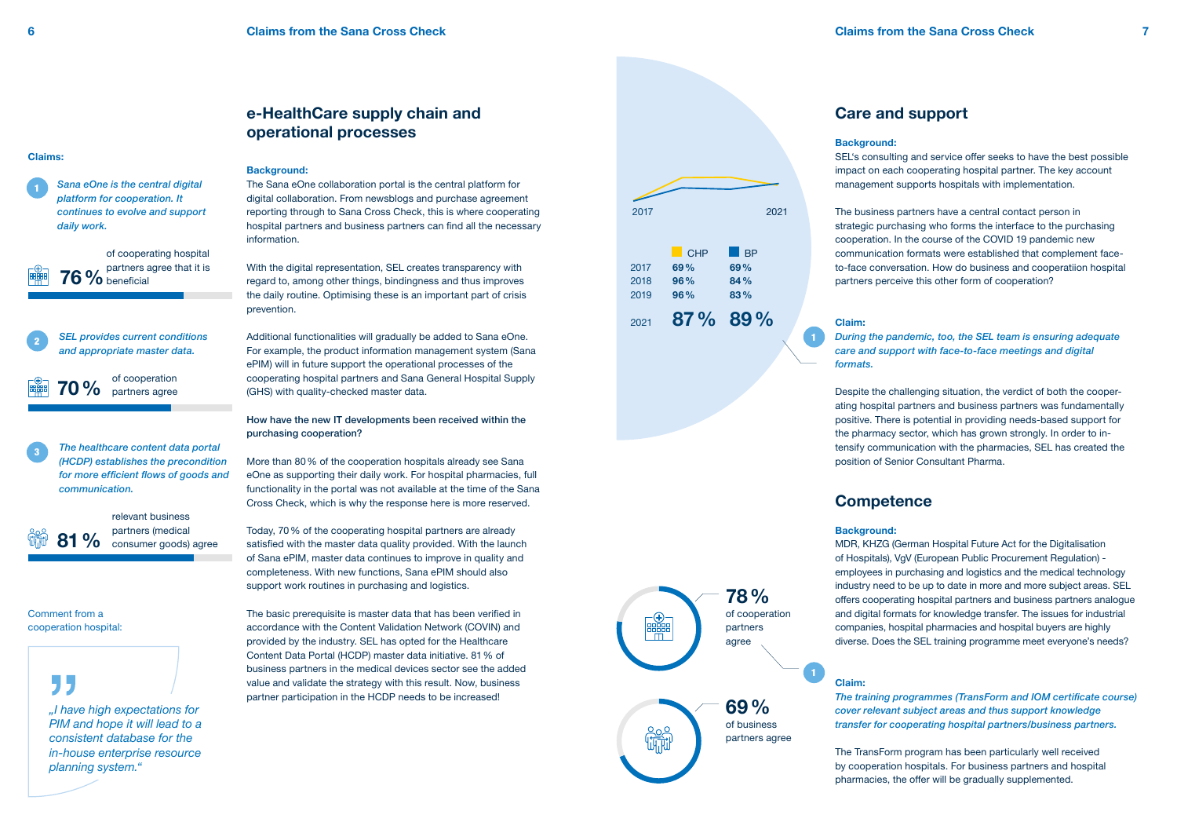## e-HealthCare supply chain and operational processes

**Claims:**

1. *Sana eOne is the central digital platform for cooperation. It continues to evolve and support daily work.*

**76 %** of cooperating hospital partners agree that it is beneficial

2. *SEL provides current conditions and appropriate master data.*

**70 %** of cooperation partners agree

3. *The healthcare content data portal (HCDP) establishes the precondition for more efficient flows of goods and communication.*

**81 %** relevant business partners (medical consumer goods) agree

Comment from a cooperation hospital:

*„I have high expectations for PIM and hope it will lead to a consistent database for the in-house enterprise resource planning system."*

**Background:**

The Sana eOne collaboration portal is the central platform for digital collaboration. From newsblogs and purchase agreement reporting through to Sana Cross Check, this is where cooperating hospital partners and business partners can find all the necessary information.

With the digital representation, SEL creates transparency with regard to, among other things, bindingness and thus improves the daily routine. Optimising these is an important part of crisis prevention.

Additional functionalities will gradually be added to Sana eOne. For example, the product information management system (Sana ePIM) will in future support the operational processes of the cooperating hospital partners and Sana General Hospital Supply (GHS) with quality-checked master data.

**How have the new IT developments been received within the purchasing cooperation?**

More than 80 % of the cooperation hospitals already see Sana eOne as supporting their daily work. For hospital pharmacies, full functionality in the portal was not available at the time of the Sana Cross Check, which is why the response here is more reserved.

Today, 70 % of the cooperating hospital partners are already satisfied with the master data quality provided. With the launch of Sana ePIM, master data continues to improve in quality and completeness. With new functions, Sana ePIM should also support work routines in purchasing and logistics.

The basic prerequisite is master data that has been verified in accordance with the Content Validation Network (COVIN) and provided by the industry. SEL has opted for the Healthcare Content Data Portal (HCDP) master data initiative. 81 % of business partners in the medical devices sector see the added value and validate the strategy with this result. Now, business partner participation in the HCDP needs to be increased!

## Care and support

| | CHP | BP |
|---|---|---|
| 2017 | 69 % | 69 % |
| 2018 | 96 % | 84 % |
| 2019 | 96 % | 83 % |
| 2021 | 87 % | 89 % |

**Background:**

SEL's consulting and service offer seeks to have the best possible impact on each cooperating hospital partner. The key account management supports hospitals with implementation.

The business partners have a central contact person in strategic purchasing who forms the interface to the purchasing cooperation. In the course of the COVID 19 pandemic new communication formats were established that complement face-to-face conversation. How do business and cooperatiion hospital partners perceive this other form of cooperation?

**Claim:**

1. *During the pandemic, too, the SEL team is ensuring adequate care and support with face-to-face meetings and digital formats.*

Despite the challenging situation, the verdict of both the cooperating hospital partners and business partners was fundamentally positive. There is potential in providing needs-based support for the pharmacy sector, which has grown strongly. In order to intensify communication with the pharmacies, SEL has created the position of Senior Consultant Pharma.

## Competence

**78 %** of cooperation partners agree

**69 %** of business partners agree

**Background:**

MDR, KHZG (German Hospital Future Act for the Digitalisation of Hospitals), VgV (European Public Procurement Regulation) - employees in purchasing and logistics and the medical technology industry need to be up to date in more and more subject areas. SEL offers cooperating hospital partners and business partners analogue and digital formats for knowledge transfer. The issues for industrial companies, hospital pharmacies and hospital buyers are highly diverse. Does the SEL training programme meet everyone's needs?

**Claim:**

1. *The training programmes (TransForm and IOM certificate course) cover relevant subject areas and thus support knowledge transfer for cooperating hospital partners/business partners.*

The TransForm program has been particularly well received by cooperation hospitals. For business partners and hospital pharmacies, the offer will be gradually supplemented.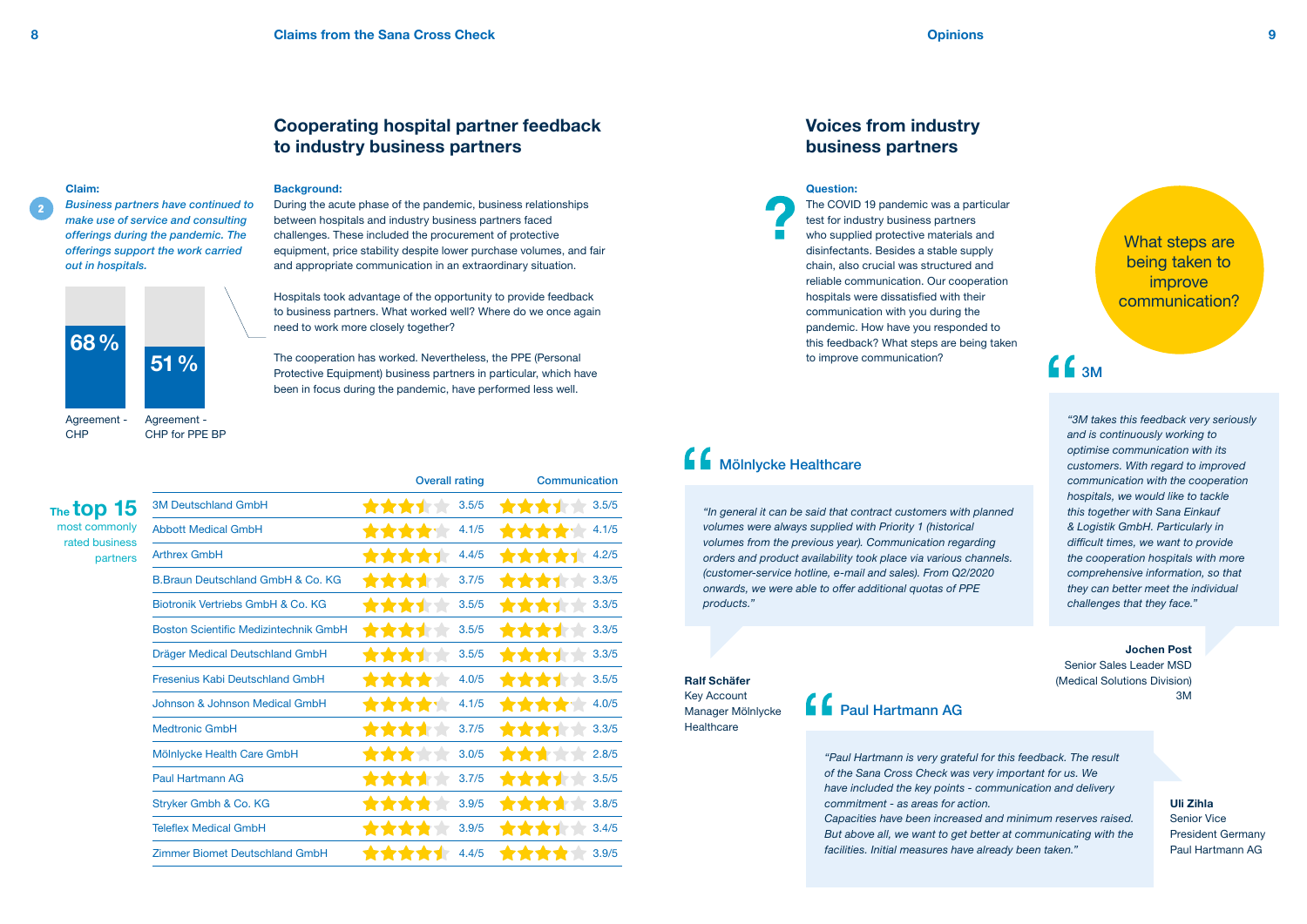## Cooperating hospital partner feedback to industry business partners

**Claim:**

2 *Business partners have continued to make use of service and consulting offerings during the pandemic. The offerings support the work carried out in hospitals.*

68 % Agreement - CHP

51 % Agreement - CHP for PPE BP

**Background:**

During the acute phase of the pandemic, business relationships between hospitals and industry business partners faced challenges. These included the procurement of protective equipment, price stability despite lower purchase volumes, and fair and appropriate communication in an extraordinary situation.

Hospitals took advantage of the opportunity to provide feedback to business partners. What worked well? Where do we once again need to work more closely together?

The cooperation has worked. Nevertheless, the PPE (Personal Protective Equipment) business partners in particular, which have been in focus during the pandemic, have performed less well.

The **top 15** most commonly rated business partners

| | Overall rating | Communication |
|---|---|---|
| 3M Deutschland GmbH | 3.5/5 | 3.5/5 |
| Abbott Medical GmbH | 4.1/5 | 4.1/5 |
| Arthrex GmbH | 4.4/5 | 4.2/5 |
| B.Braun Deutschland GmbH & Co. KG | 3.7/5 | 3.3/5 |
| Biotronik Vertriebs GmbH & Co. KG | 3.5/5 | 3.3/5 |
| Boston Scientific Medizintechnik GmbH | 3.5/5 | 3.3/5 |
| Dräger Medical Deutschland GmbH | 3.5/5 | 3.3/5 |
| Fresenius Kabi Deutschland GmbH | 4.0/5 | 3.5/5 |
| Johnson & Johnson Medical GmbH | 4.1/5 | 4.0/5 |
| Medtronic GmbH | 3.7/5 | 3.3/5 |
| Mölnlycke Health Care GmbH | 3.0/5 | 2.8/5 |
| Paul Hartmann AG | 3.7/5 | 3.5/5 |
| Stryker Gmbh & Co. KG | 3.9/5 | 3.8/5 |
| Teleflex Medical GmbH | 3.9/5 | 3.4/5 |
| Zimmer Biomet Deutschland GmbH | 4.4/5 | 3.9/5 |

## Voices from industry business partners

**Question:**

The COVID 19 pandemic was a particular test for industry business partners who supplied protective materials and disinfectants. Besides a stable supply chain, also crucial was structured and reliable communication. Our cooperation hospitals were dissatisfied with their communication with you during the pandemic. How have you responded to this feedback? What steps are being taken to improve communication?

What steps are being taken to improve communication?

### 3M

*"3M takes this feedback very seriously and is continuously working to optimise communication with its customers. With regard to improved communication with the cooperation hospitals, we would like to tackle this together with Sana Einkauf & Logistik GmbH. Particularly in difficult times, we want to provide the cooperation hospitals with more comprehensive information, so that they can better meet the individual challenges that they face."*

**Jochen Post**
Senior Sales Leader MSD (Medical Solutions Division)
3M

### Mölnlycke Healthcare

*"In general it can be said that contract customers with planned volumes were always supplied with Priority 1 (historical volumes from the previous year). Communication regarding orders and product availability took place via various channels. (customer-service hotline, e-mail and sales). From Q2/2020 onwards, we were able to offer additional quotas of PPE products."*

**Ralf Schäfer**
Key Account Manager Mölnlycke Healthcare

### Paul Hartmann AG

*"Paul Hartmann is very grateful for this feedback. The result of the Sana Cross Check was very important for us. We have included the key points - communication and delivery commitment - as areas for action.
Capacities have been increased and minimum reserves raised. But above all, we want to get better at communicating with the facilities. Initial measures have already been taken."*

**Uli Zihla**
Senior Vice President Germany
Paul Hartmann AG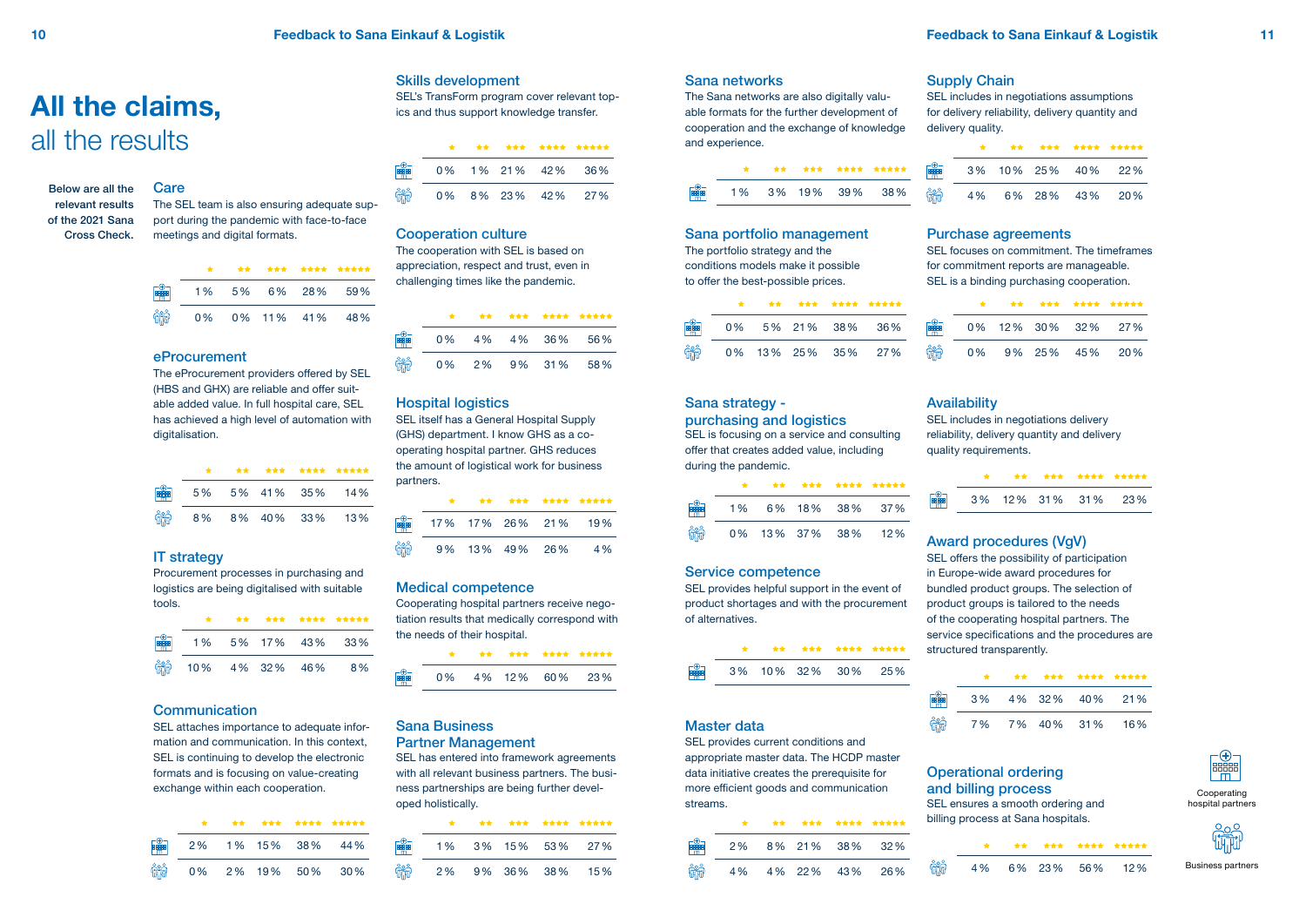# All the claims, all the results

**Below are all the relevant results of the 2021 Sana Cross Check.**

## Care

The SEL team is also ensuring adequate support during the pandemic with face-to-face meetings and digital formats.

| | ★ | ★★ | ★★★ | ★★★★ | ★★★★★ |
|---|---|---|---|---|---|
| Cooperating hospital partners | 1 % | 5 % | 6 % | 28 % | 59 % |
| Business partners | 0 % | 0 % | 11 % | 41 % | 48 % |

## eProcurement

The eProcurement providers offered by SEL (HBS and GHX) are reliable and offer suitable added value. In full hospital care, SEL has achieved a high level of automation with digitalisation.

| | ★ | ★★ | ★★★ | ★★★★ | ★★★★★ |
|---|---|---|---|---|---|
| Cooperating hospital partners | 5 % | 5 % | 41 % | 35 % | 14 % |
| Business partners | 8 % | 8 % | 40 % | 33 % | 13 % |

## IT strategy

Procurement processes in purchasing and logistics are being digitalised with suitable tools.

| | ★ | ★★ | ★★★ | ★★★★ | ★★★★★ |
|---|---|---|---|---|---|
| Cooperating hospital partners | 1 % | 5 % | 17 % | 43 % | 33 % |
| Business partners | 10 % | 4 % | 32 % | 46 % | 8 % |

## Communication

SEL attaches importance to adequate information and communication. In this context, SEL is continuing to develop the electronic formats and is focusing on value-creating exchange within each cooperation.

| | ★ | ★★ | ★★★ | ★★★★ | ★★★★★ |
|---|---|---|---|---|---|
| Cooperating hospital partners | 2 % | 1 % | 15 % | 38 % | 44 % |
| Business partners | 0 % | 2 % | 19 % | 50 % | 30 % |

## Skills development

SEL's TransForm program cover relevant topics and thus support knowledge transfer.

| | ★ | ★★ | ★★★ | ★★★★ | ★★★★★ |
|---|---|---|---|---|---|
| Cooperating hospital partners | 0 % | 1 % | 21 % | 42 % | 36 % |
| Business partners | 0 % | 8 % | 23 % | 42 % | 27 % |

## Cooperation culture

The cooperation with SEL is based on appreciation, respect and trust, even in challenging times like the pandemic.

| | ★ | ★★ | ★★★ | ★★★★ | ★★★★★ |
|---|---|---|---|---|---|
| Cooperating hospital partners | 0 % | 4 % | 4 % | 36 % | 56 % |
| Business partners | 0 % | 2 % | 9 % | 31 % | 58 % |

## Hospital logistics

SEL itself has a General Hospital Supply (GHS) department. I know GHS as a cooperating hospital partner. GHS reduces the amount of logistical work for business partners.

| | ★ | ★★ | ★★★ | ★★★★ | ★★★★★ |
|---|---|---|---|---|---|
| Cooperating hospital partners | 17 % | 17 % | 26 % | 21 % | 19 % |
| Business partners | 9 % | 13 % | 49 % | 26 % | 4 % |

## Medical competence

Cooperating hospital partners receive negotiation results that medically correspond with the needs of their hospital.

| | ★ | ★★ | ★★★ | ★★★★ | ★★★★★ |
|---|---|---|---|---|---|
| Cooperating hospital partners | 0 % | 4 % | 12 % | 60 % | 23 % |

## Sana Business Partner Management

SEL has entered into framework agreements with all relevant business partners. The business partnerships are being further developed holistically.

| | ★ | ★★ | ★★★ | ★★★★ | ★★★★★ |
|---|---|---|---|---|---|
| Cooperating hospital partners | 1 % | 3 % | 15 % | 53 % | 27 % |
| Business partners | 2 % | 9 % | 36 % | 38 % | 15 % |

## Sana networks

The Sana networks are also digitally valuable formats for the further development of cooperation and the exchange of knowledge and experience.

| | ★ | ★★ | ★★★ | ★★★★ | ★★★★★ |
|---|---|---|---|---|---|
| Cooperating hospital partners | 1 % | 3 % | 19 % | 39 % | 38 % |

## Sana portfolio management

The portfolio strategy and the conditions models make it possible to offer the best-possible prices.

| | ★ | ★★ | ★★★ | ★★★★ | ★★★★★ |
|---|---|---|---|---|---|
| Cooperating hospital partners | 0 % | 5 % | 21 % | 38 % | 36 % |
| Business partners | 0 % | 13 % | 25 % | 35 % | 27 % |

## Sana strategy - purchasing and logistics

SEL is focusing on a service and consulting offer that creates added value, including during the pandemic.

| | ★ | ★★ | ★★★ | ★★★★ | ★★★★★ |
|---|---|---|---|---|---|
| Cooperating hospital partners | 1 % | 6 % | 18 % | 38 % | 37 % |
| Business partners | 0 % | 13 % | 37 % | 38 % | 12 % |

## Service competence

SEL provides helpful support in the event of product shortages and with the procurement of alternatives.

| | ★ | ★★ | ★★★ | ★★★★ | ★★★★★ |
|---|---|---|---|---|---|
| Cooperating hospital partners | 3 % | 10 % | 32 % | 30 % | 25 % |

## Master data

SEL provides current conditions and appropriate master data. The HCDP master data initiative creates the prerequisite for more efficient goods and communication streams.

| | ★ | ★★ | ★★★ | ★★★★ | ★★★★★ |
|---|---|---|---|---|---|
| Cooperating hospital partners | 2 % | 8 % | 21 % | 38 % | 32 % |
| Business partners | 4 % | 4 % | 22 % | 43 % | 26 % |

## Supply Chain

SEL includes in negotiations assumptions for delivery reliability, delivery quantity and delivery quality.

| | ★ | ★★ | ★★★ | ★★★★ | ★★★★★ |
|---|---|---|---|---|---|
| Cooperating hospital partners | 3 % | 10 % | 25 % | 40 % | 22 % |
| Business partners | 4 % | 6 % | 28 % | 43 % | 20 % |

## Purchase agreements

SEL focuses on commitment. The timeframes for commitment reports are manageable. SEL is a binding purchasing cooperation.

| | ★ | ★★ | ★★★ | ★★★★ | ★★★★★ |
|---|---|---|---|---|---|
| Cooperating hospital partners | 0 % | 12 % | 30 % | 32 % | 27 % |
| Business partners | 0 % | 9 % | 25 % | 45 % | 20 % |

## Availability

SEL includes in negotiations delivery reliability, delivery quantity and delivery quality requirements.

| | ★ | ★★ | ★★★ | ★★★★ | ★★★★★ |
|---|---|---|---|---|---|
| Cooperating hospital partners | 3 % | 12 % | 31 % | 31 % | 23 % |

## Award procedures (VgV)

SEL offers the possibility of participation in Europe-wide award procedures for bundled product groups. The selection of product groups is tailored to the needs of the cooperating hospital partners. The service specifications and the procedures are structured transparently.

| | ★ | ★★ | ★★★ | ★★★★ | ★★★★★ |
|---|---|---|---|---|---|
| Cooperating hospital partners | 3 % | 4 % | 32 % | 40 % | 21 % |
| Business partners | 7 % | 7 % | 40 % | 31 % | 16 % |

## Operational ordering and billing process

SEL ensures a smooth ordering and billing process at Sana hospitals.

| | ★ | ★★ | ★★★ | ★★★★ | ★★★★★ |
|---|---|---|---|---|---|
| Business partners | 4 % | 6 % | 23 % | 56 % | 12 % |

Cooperating hospital partners

Business partners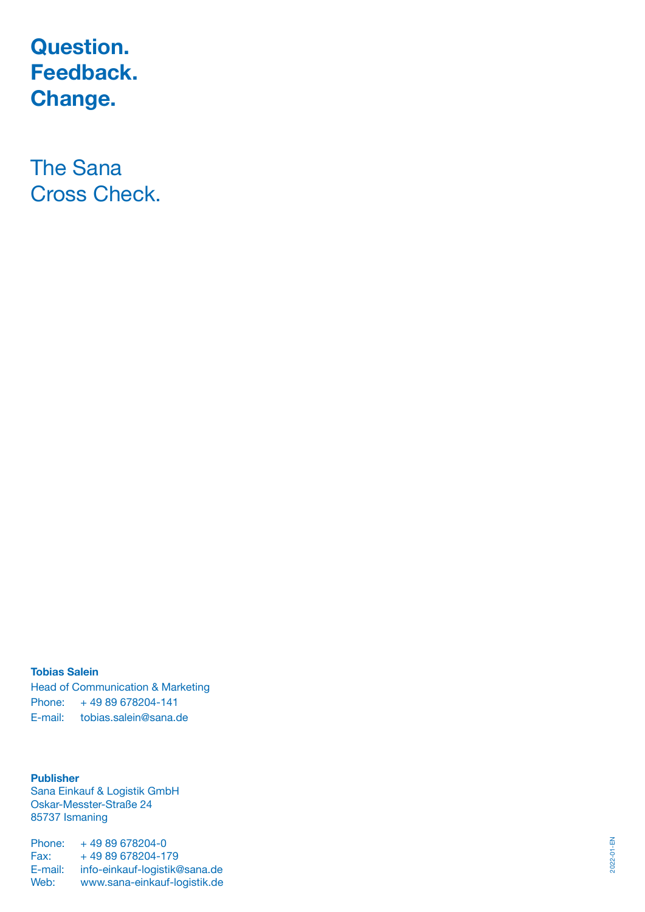# Question.
# Feedback.
# Change.

The Sana
Cross Check.

**Tobias Salein**
Head of Communication & Marketing
Phone: + 49 89 678204-141
E-mail: tobias.salein@sana.de

**Publisher**
Sana Einkauf & Logistik GmbH
Oskar-Messter-Straße 24
85737 Ismaning

Phone: + 49 89 678204-0
Fax: + 49 89 678204-179
E-mail: info-einkauf-logistik@sana.de
Web: www.sana-einkauf-logistik.de

2022-01-EN